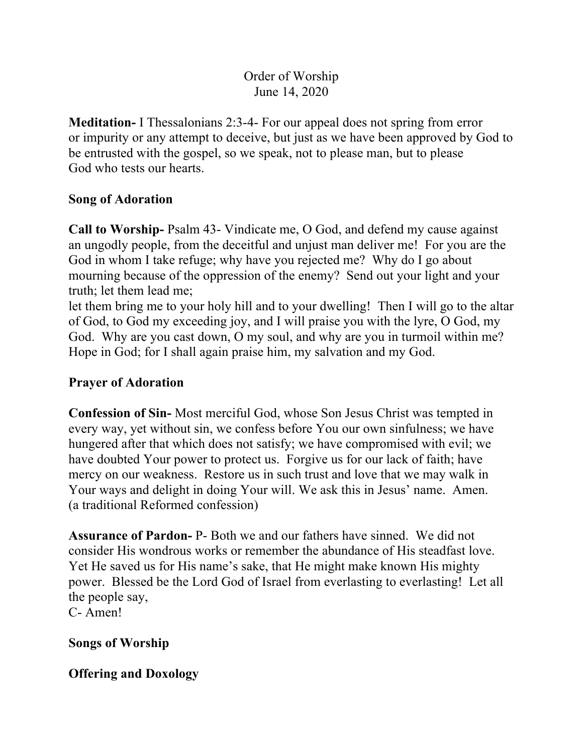Order of Worship
June 14, 2020

**Meditation-** I Thessalonians 2:3-4- For our appeal does not spring from error or impurity or any attempt to deceive, but just as we have been approved by God to be entrusted with the gospel, so we speak, not to please man, but to please God who tests our hearts.

**Song of Adoration**

**Call to Worship-** Psalm 43- Vindicate me, O God, and defend my cause against an ungodly people, from the deceitful and unjust man deliver me! For you are the God in whom I take refuge; why have you rejected me? Why do I go about mourning because of the oppression of the enemy? Send out your light and your truth; let them lead me;
let them bring me to your holy hill and to your dwelling! Then I will go to the altar of God, to God my exceeding joy, and I will praise you with the lyre, O God, my God. Why are you cast down, O my soul, and why are you in turmoil within me? Hope in God; for I shall again praise him, my salvation and my God.

**Prayer of Adoration**

**Confession of Sin-** Most merciful God, whose Son Jesus Christ was tempted in every way, yet without sin, we confess before You our own sinfulness; we have hungered after that which does not satisfy; we have compromised with evil; we have doubted Your power to protect us. Forgive us for our lack of faith; have mercy on our weakness. Restore us in such trust and love that we may walk in Your ways and delight in doing Your will. We ask this in Jesus' name. Amen. (a traditional Reformed confession)

**Assurance of Pardon-** P- Both we and our fathers have sinned. We did not consider His wondrous works or remember the abundance of His steadfast love. Yet He saved us for His name's sake, that He might make known His mighty power. Blessed be the Lord God of Israel from everlasting to everlasting! Let all the people say,
C- Amen!

**Songs of Worship**

**Offering and Doxology**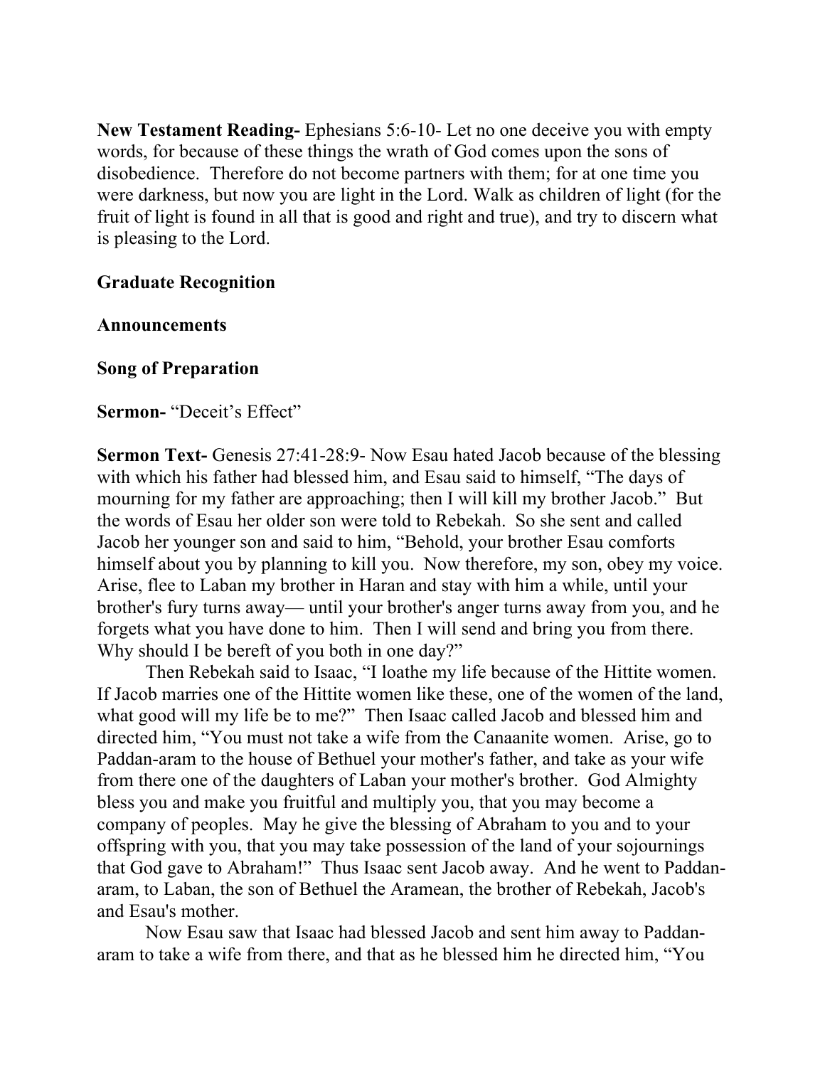**New Testament Reading-** Ephesians 5:6-10- Let no one deceive you with empty words, for because of these things the wrath of God comes upon the sons of disobedience. Therefore do not become partners with them; for at one time you were darkness, but now you are light in the Lord. Walk as children of light (for the fruit of light is found in all that is good and right and true), and try to discern what is pleasing to the Lord.

**Graduate Recognition**

**Announcements**

**Song of Preparation**

**Sermon-** "Deceit's Effect"

**Sermon Text-** Genesis 27:41-28:9- Now Esau hated Jacob because of the blessing with which his father had blessed him, and Esau said to himself, "The days of mourning for my father are approaching; then I will kill my brother Jacob." But the words of Esau her older son were told to Rebekah. So she sent and called Jacob her younger son and said to him, "Behold, your brother Esau comforts himself about you by planning to kill you. Now therefore, my son, obey my voice. Arise, flee to Laban my brother in Haran and stay with him a while, until your brother's fury turns away— until your brother's anger turns away from you, and he forgets what you have done to him. Then I will send and bring you from there. Why should I be bereft of you both in one day?"

Then Rebekah said to Isaac, "I loathe my life because of the Hittite women. If Jacob marries one of the Hittite women like these, one of the women of the land, what good will my life be to me?" Then Isaac called Jacob and blessed him and directed him, "You must not take a wife from the Canaanite women. Arise, go to Paddan-aram to the house of Bethuel your mother's father, and take as your wife from there one of the daughters of Laban your mother's brother. God Almighty bless you and make you fruitful and multiply you, that you may become a company of peoples. May he give the blessing of Abraham to you and to your offspring with you, that you may take possession of the land of your sojournings that God gave to Abraham!" Thus Isaac sent Jacob away. And he went to Paddan-aram, to Laban, the son of Bethuel the Aramean, the brother of Rebekah, Jacob's and Esau's mother.

Now Esau saw that Isaac had blessed Jacob and sent him away to Paddan-aram to take a wife from there, and that as he blessed him he directed him, "You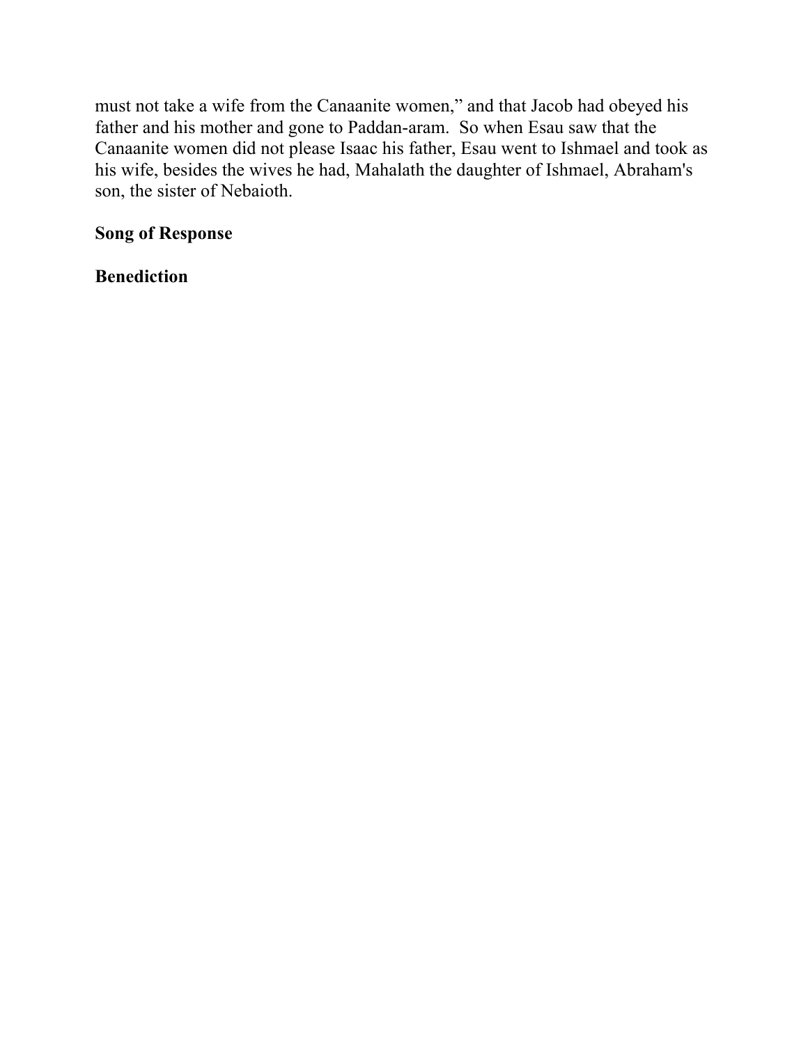must not take a wife from the Canaanite women," and that Jacob had obeyed his father and his mother and gone to Paddan-aram. So when Esau saw that the Canaanite women did not please Isaac his father, Esau went to Ishmael and took as his wife, besides the wives he had, Mahalath the daughter of Ishmael, Abraham's son, the sister of Nebaioth.

**Song of Response**

**Benediction**